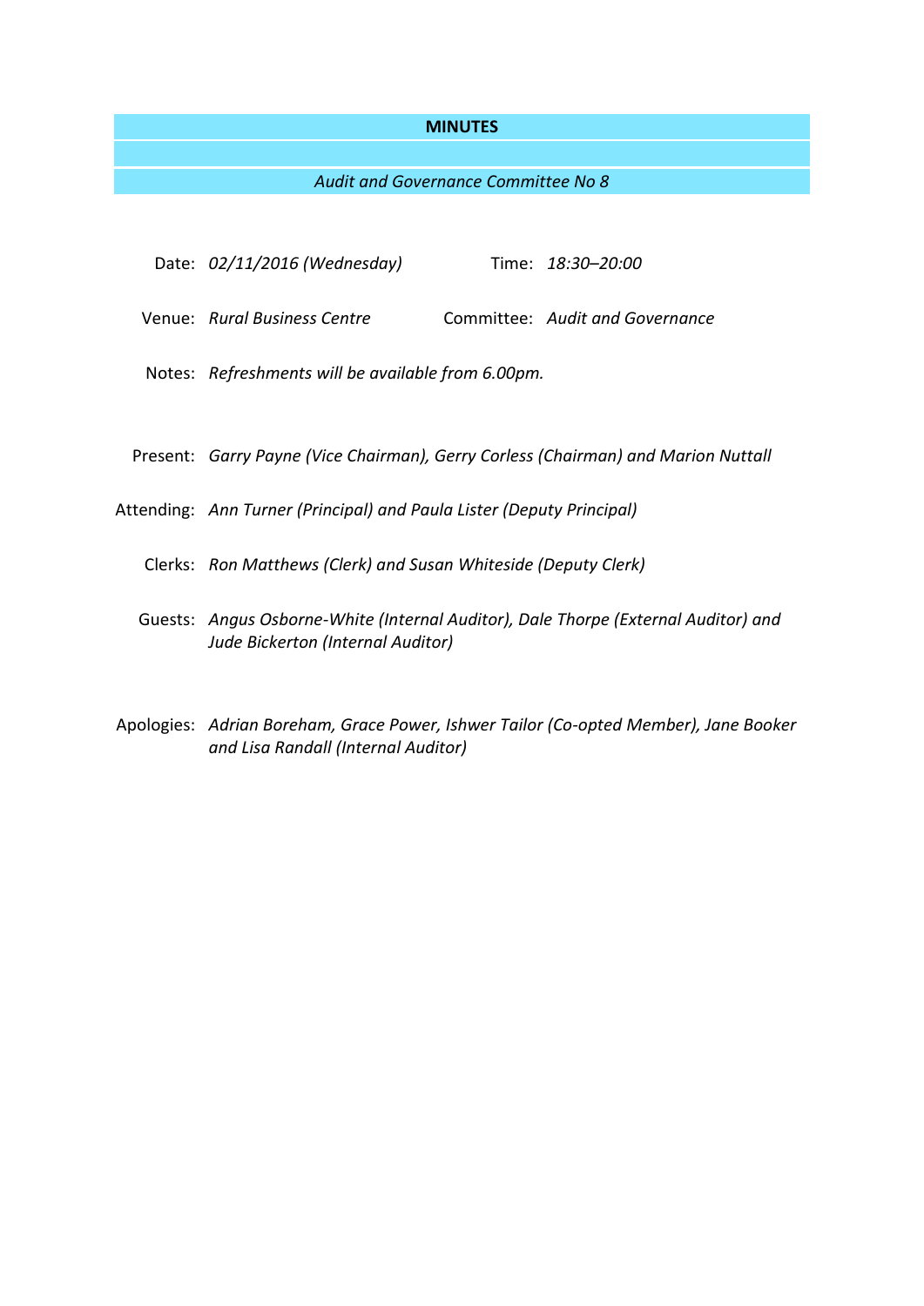# MINUTES

*Audit and Governance Committee No 8*

| | | | |
|---|---|---|---|
| Date: | *02/11/2016 (Wednesday)* | Time: | *18:30–20:00* |
| Venue: | *Rural Business Centre* | Committee: | *Audit and Governance* |

Notes: *Refreshments will be available from 6.00pm.*

Present: *Garry Payne (Vice Chairman), Gerry Corless (Chairman) and Marion Nuttall*

Attending: *Ann Turner (Principal) and Paula Lister (Deputy Principal)*

Clerks: *Ron Matthews (Clerk) and Susan Whiteside (Deputy Clerk)*

Guests: *Angus Osborne-White (Internal Auditor), Dale Thorpe (External Auditor) and Jude Bickerton (Internal Auditor)*

Apologies: *Adrian Boreham, Grace Power, Ishwer Tailor (Co-opted Member), Jane Booker and Lisa Randall (Internal Auditor)*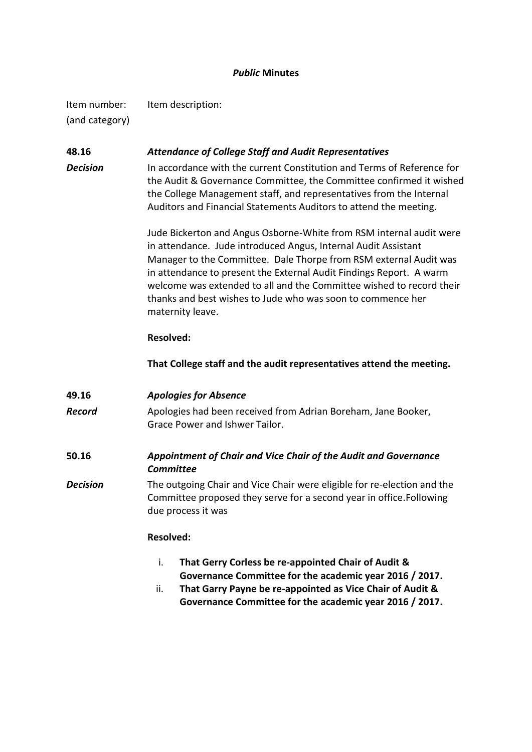## *Public* Minutes

| Item number: (and category) | Item description: |
|---|---|
| **48.16** | ***Attendance of College Staff and Audit Representatives*** |
| ***Decision*** | In accordance with the current Constitution and Terms of Reference for the Audit & Governance Committee, the Committee confirmed it wished the College Management staff, and representatives from the Internal Auditors and Financial Statements Auditors to attend the meeting. |

Jude Bickerton and Angus Osborne-White from RSM internal audit were in attendance. Jude introduced Angus, Internal Audit Assistant Manager to the Committee. Dale Thorpe from RSM external Audit was in attendance to present the External Audit Findings Report. A warm welcome was extended to all and the Committee wished to record their thanks and best wishes to Jude who was soon to commence her maternity leave.

**Resolved:**

**That College staff and the audit representatives attend the meeting.**

| | |
|---|---|
| **49.16** | ***Apologies for Absence*** |
| ***Record*** | Apologies had been received from Adrian Boreham, Jane Booker, Grace Power and Ishwer Tailor. |
| **50.16** | ***Appointment of Chair and Vice Chair of the Audit and Governance Committee*** |
| ***Decision*** | The outgoing Chair and Vice Chair were eligible for re-election and the Committee proposed they serve for a second year in office.Following due process it was |

**Resolved:**

i. **That Gerry Corless be re-appointed Chair of Audit & Governance Committee for the academic year 2016 / 2017.**
ii. **That Garry Payne be re-appointed as Vice Chair of Audit & Governance Committee for the academic year 2016 / 2017.**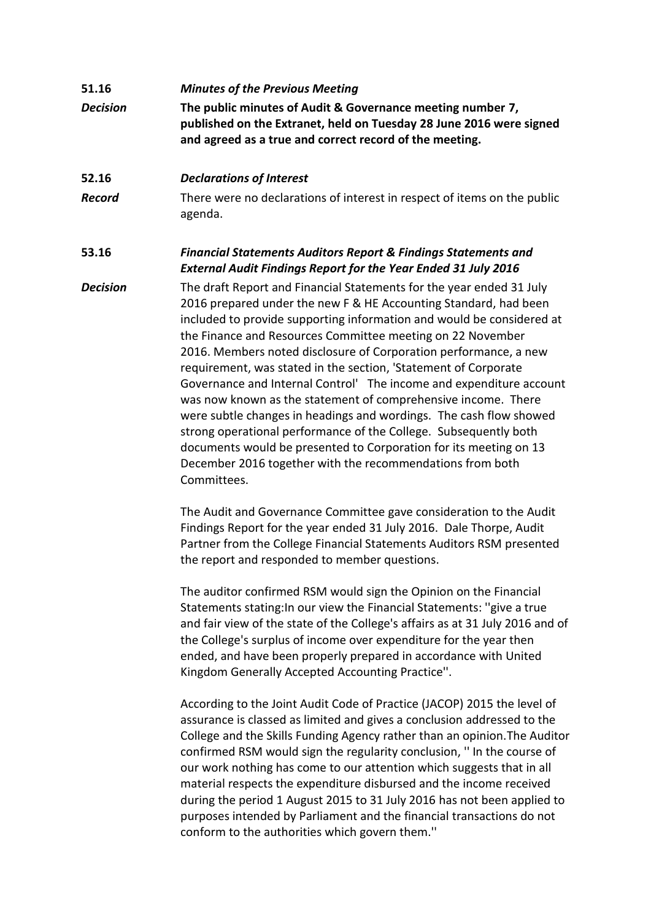**51.16** ***Minutes of the Previous Meeting***

***Decision*** **The public minutes of Audit & Governance meeting number 7, published on the Extranet, held on Tuesday 28 June 2016 were signed and agreed as a true and correct record of the meeting.**

**52.16** ***Declarations of Interest***

***Record*** There were no declarations of interest in respect of items on the public agenda.

**53.16** ***Financial Statements Auditors Report & Findings Statements and External Audit Findings Report for the Year Ended 31 July 2016***

***Decision*** The draft Report and Financial Statements for the year ended 31 July 2016 prepared under the new F & HE Accounting Standard, had been included to provide supporting information and would be considered at the Finance and Resources Committee meeting on 22 November 2016. Members noted disclosure of Corporation performance, a new requirement, was stated in the section, 'Statement of Corporate Governance and Internal Control' The income and expenditure account was now known as the statement of comprehensive income. There were subtle changes in headings and wordings. The cash flow showed strong operational performance of the College. Subsequently both documents would be presented to Corporation for its meeting on 13 December 2016 together with the recommendations from both Committees.

The Audit and Governance Committee gave consideration to the Audit Findings Report for the year ended 31 July 2016. Dale Thorpe, Audit Partner from the College Financial Statements Auditors RSM presented the report and responded to member questions.

The auditor confirmed RSM would sign the Opinion on the Financial Statements stating:In our view the Financial Statements: ''give a true and fair view of the state of the College's affairs as at 31 July 2016 and of the College's surplus of income over expenditure for the year then ended, and have been properly prepared in accordance with United Kingdom Generally Accepted Accounting Practice''.

According to the Joint Audit Code of Practice (JACOP) 2015 the level of assurance is classed as limited and gives a conclusion addressed to the College and the Skills Funding Agency rather than an opinion.The Auditor confirmed RSM would sign the regularity conclusion, '' In the course of our work nothing has come to our attention which suggests that in all material respects the expenditure disbursed and the income received during the period 1 August 2015 to 31 July 2016 has not been applied to purposes intended by Parliament and the financial transactions do not conform to the authorities which govern them.''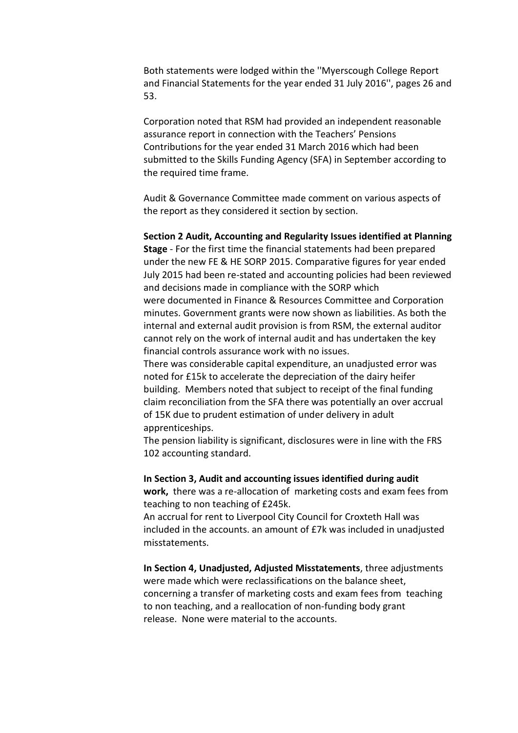Both statements were lodged within the ''Myerscough College Report and Financial Statements for the year ended 31 July 2016'', pages 26 and 53.

Corporation noted that RSM had provided an independent reasonable assurance report in connection with the Teachers' Pensions Contributions for the year ended 31 March 2016 which had been submitted to the Skills Funding Agency (SFA) in September according to the required time frame.

Audit & Governance Committee made comment on various aspects of the report as they considered it section by section.

**Section 2 Audit, Accounting and Regularity Issues identified at Planning Stage** - For the first time the financial statements had been prepared under the new FE & HE SORP 2015. Comparative figures for year ended July 2015 had been re-stated and accounting policies had been reviewed and decisions made in compliance with the SORP which were documented in Finance & Resources Committee and Corporation minutes. Government grants were now shown as liabilities. As both the internal and external audit provision is from RSM, the external auditor cannot rely on the work of internal audit and has undertaken the key financial controls assurance work with no issues.
There was considerable capital expenditure, an unadjusted error was noted for £15k to accelerate the depreciation of the dairy heifer building. Members noted that subject to receipt of the final funding claim reconciliation from the SFA there was potentially an over accrual of 15K due to prudent estimation of under delivery in adult apprenticeships.
The pension liability is significant, disclosures were in line with the FRS 102 accounting standard.

**In Section 3, Audit and accounting issues identified during audit work,** there was a re-allocation of marketing costs and exam fees from teaching to non teaching of £245k.
An accrual for rent to Liverpool City Council for Croxteth Hall was included in the accounts. an amount of £7k was included in unadjusted misstatements.

**In Section 4, Unadjusted, Adjusted Misstatements**, three adjustments were made which were reclassifications on the balance sheet, concerning a transfer of marketing costs and exam fees from teaching to non teaching, and a reallocation of non-funding body grant release. None were material to the accounts.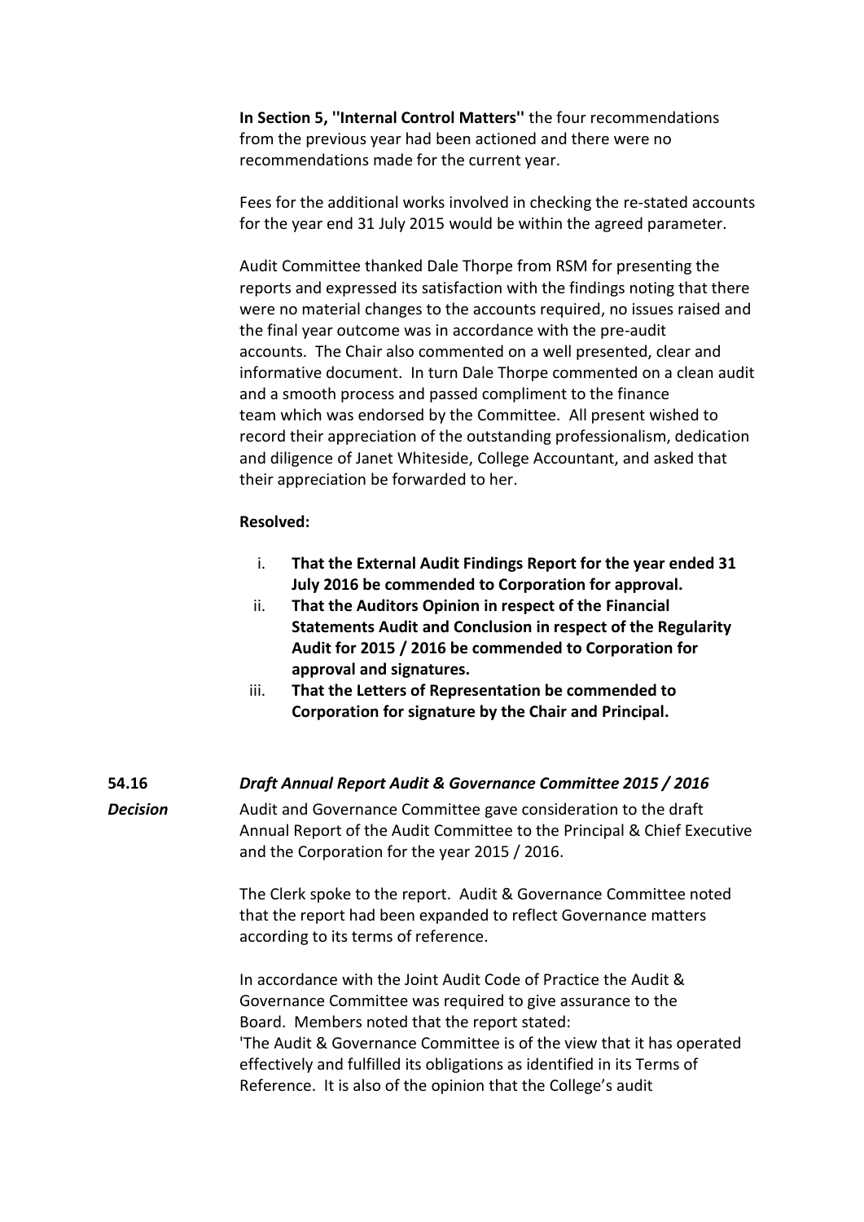**In Section 5, ''Internal Control Matters''** the four recommendations from the previous year had been actioned and there were no recommendations made for the current year.

Fees for the additional works involved in checking the re-stated accounts for the year end 31 July 2015 would be within the agreed parameter.

Audit Committee thanked Dale Thorpe from RSM for presenting the reports and expressed its satisfaction with the findings noting that there were no material changes to the accounts required, no issues raised and the final year outcome was in accordance with the pre-audit accounts. The Chair also commented on a well presented, clear and informative document. In turn Dale Thorpe commented on a clean audit and a smooth process and passed compliment to the finance team which was endorsed by the Committee. All present wished to record their appreciation of the outstanding professionalism, dedication and diligence of Janet Whiteside, College Accountant, and asked that their appreciation be forwarded to her.

**Resolved:**

i. **That the External Audit Findings Report for the year ended 31 July 2016 be commended to Corporation for approval.**
ii. **That the Auditors Opinion in respect of the Financial Statements Audit and Conclusion in respect of the Regularity Audit for 2015 / 2016 be commended to Corporation for approval and signatures.**
iii. **That the Letters of Representation be commended to Corporation for signature by the Chair and Principal.**

**54.16** ***Draft Annual Report Audit & Governance Committee 2015 / 2016***

***Decision***

Audit and Governance Committee gave consideration to the draft Annual Report of the Audit Committee to the Principal & Chief Executive and the Corporation for the year 2015 / 2016.

The Clerk spoke to the report. Audit & Governance Committee noted that the report had been expanded to reflect Governance matters according to its terms of reference.

In accordance with the Joint Audit Code of Practice the Audit & Governance Committee was required to give assurance to the Board. Members noted that the report stated:
'The Audit & Governance Committee is of the view that it has operated effectively and fulfilled its obligations as identified in its Terms of Reference. It is also of the opinion that the College's audit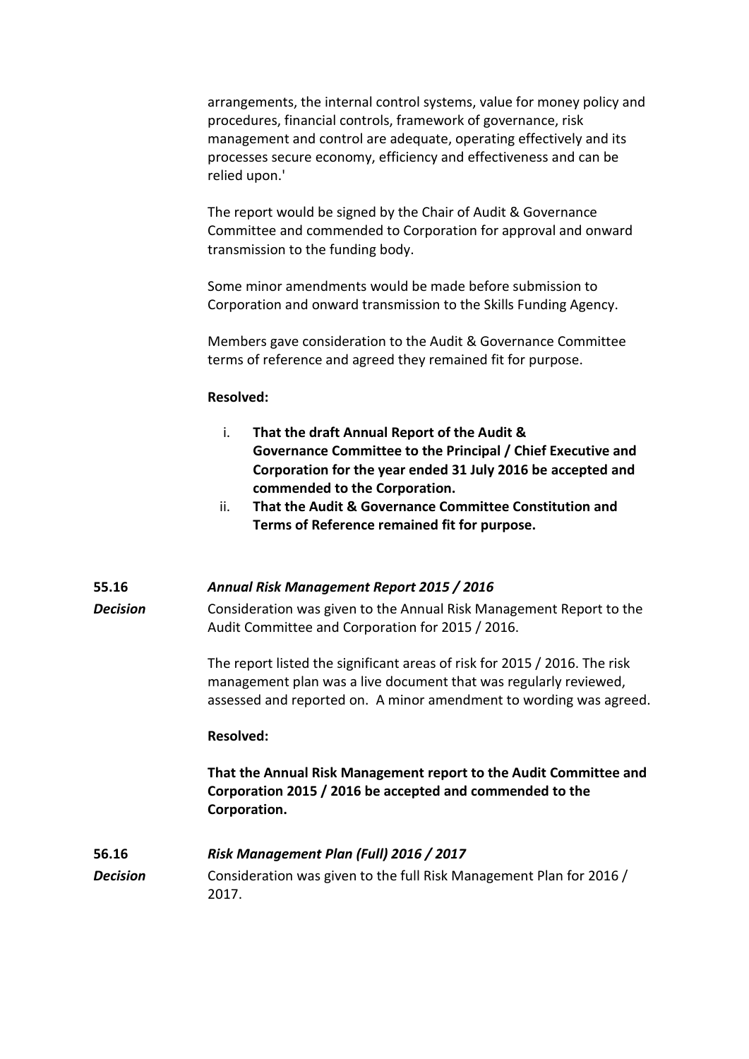arrangements, the internal control systems, value for money policy and procedures, financial controls, framework of governance, risk management and control are adequate, operating effectively and its processes secure economy, efficiency and effectiveness and can be relied upon.'

The report would be signed by the Chair of Audit & Governance Committee and commended to Corporation for approval and onward transmission to the funding body.

Some minor amendments would be made before submission to Corporation and onward transmission to the Skills Funding Agency.

Members gave consideration to the Audit & Governance Committee terms of reference and agreed they remained fit for purpose.

**Resolved:**

i. **That the draft Annual Report of the Audit & Governance Committee to the Principal / Chief Executive and Corporation for the year ended 31 July 2016 be accepted and commended to the Corporation.**
ii. **That the Audit & Governance Committee Constitution and Terms of Reference remained fit for purpose.**

**55.16** ***Annual Risk Management Report 2015 / 2016***

***Decision***

Consideration was given to the Annual Risk Management Report to the Audit Committee and Corporation for 2015 / 2016.

The report listed the significant areas of risk for 2015 / 2016. The risk management plan was a live document that was regularly reviewed, assessed and reported on. A minor amendment to wording was agreed.

**Resolved:**

**That the Annual Risk Management report to the Audit Committee and Corporation 2015 / 2016 be accepted and commended to the Corporation.**

**56.16** ***Risk Management Plan (Full) 2016 / 2017***

***Decision***

Consideration was given to the full Risk Management Plan for 2016 / 2017.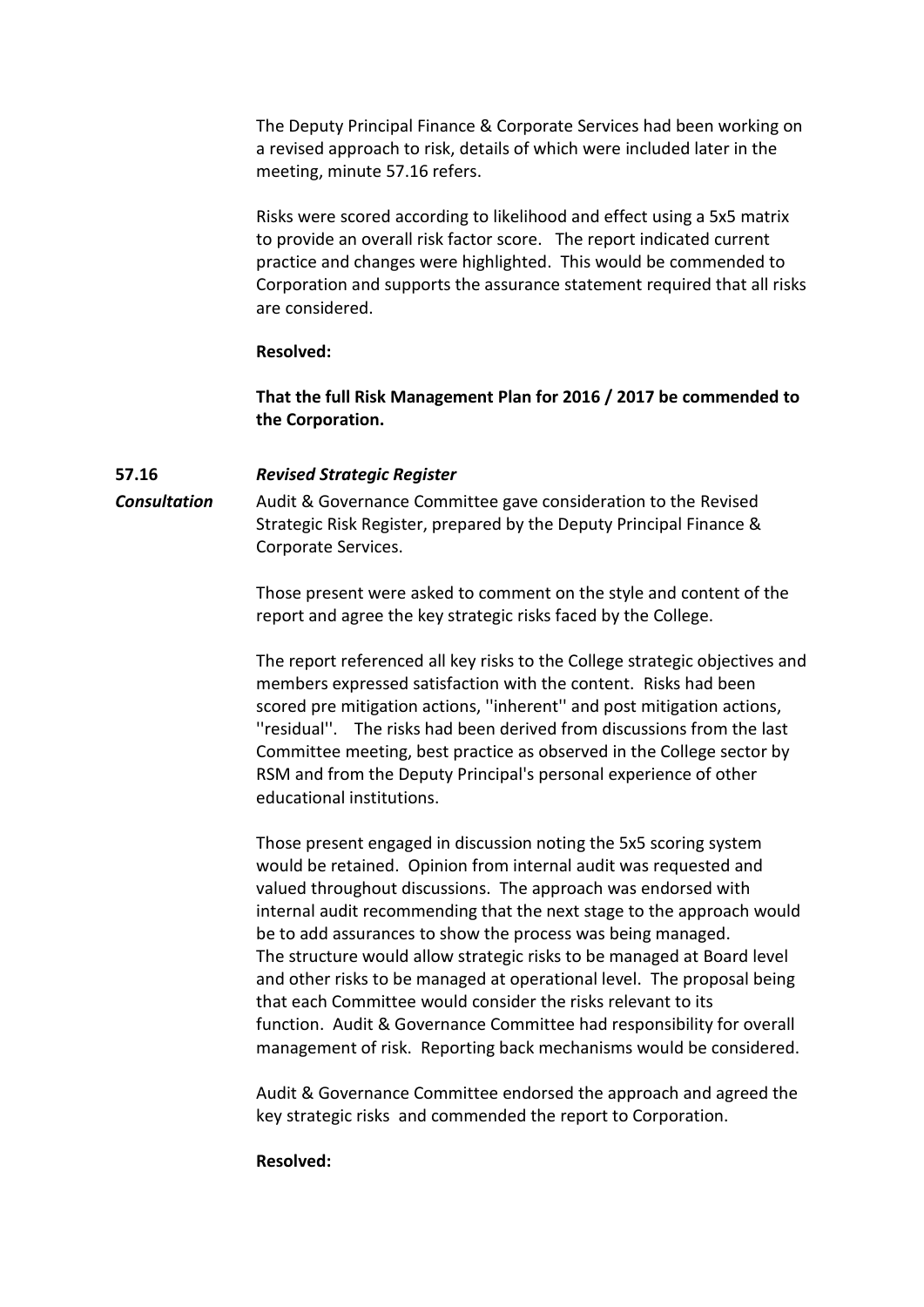The Deputy Principal Finance & Corporate Services had been working on a revised approach to risk, details of which were included later in the meeting, minute 57.16 refers.

Risks were scored according to likelihood and effect using a 5x5 matrix to provide an overall risk factor score. The report indicated current practice and changes were highlighted. This would be commended to Corporation and supports the assurance statement required that all risks are considered.

**Resolved:**

**That the full Risk Management Plan for 2016 / 2017 be commended to the Corporation.**

**57.16** ***Revised Strategic Register***

***Consultation***

Audit & Governance Committee gave consideration to the Revised Strategic Risk Register, prepared by the Deputy Principal Finance & Corporate Services.

Those present were asked to comment on the style and content of the report and agree the key strategic risks faced by the College.

The report referenced all key risks to the College strategic objectives and members expressed satisfaction with the content. Risks had been scored pre mitigation actions, ''inherent'' and post mitigation actions, ''residual''. The risks had been derived from discussions from the last Committee meeting, best practice as observed in the College sector by RSM and from the Deputy Principal's personal experience of other educational institutions.

Those present engaged in discussion noting the 5x5 scoring system would be retained. Opinion from internal audit was requested and valued throughout discussions. The approach was endorsed with internal audit recommending that the next stage to the approach would be to add assurances to show the process was being managed. The structure would allow strategic risks to be managed at Board level and other risks to be managed at operational level. The proposal being that each Committee would consider the risks relevant to its function. Audit & Governance Committee had responsibility for overall management of risk. Reporting back mechanisms would be considered.

Audit & Governance Committee endorsed the approach and agreed the key strategic risks and commended the report to Corporation.

**Resolved:**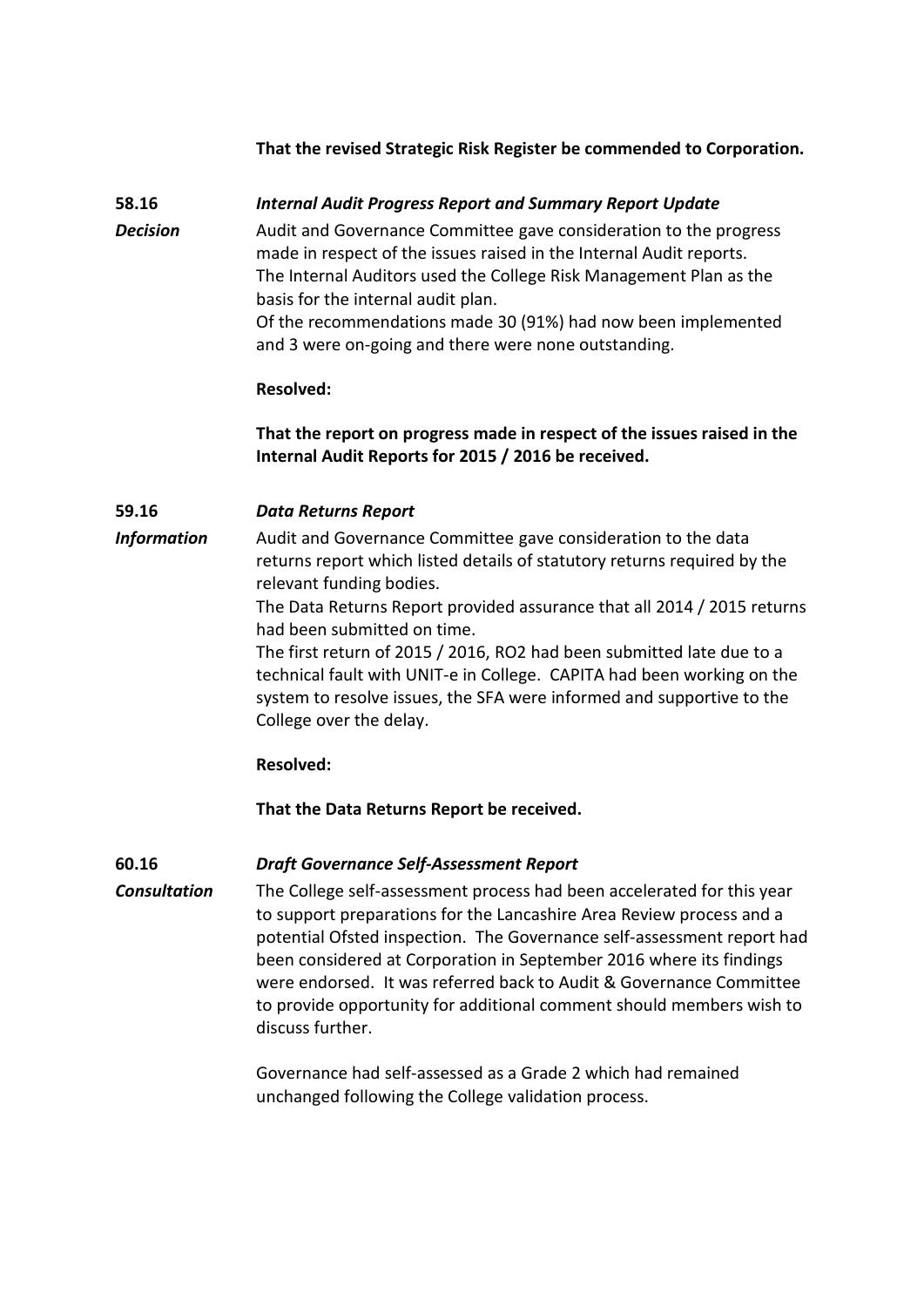**That the revised Strategic Risk Register be commended to Corporation.**

**58.16** ***Internal Audit Progress Report and Summary Report Update***

***Decision***

Audit and Governance Committee gave consideration to the progress made in respect of the issues raised in the Internal Audit reports.
The Internal Auditors used the College Risk Management Plan as the basis for the internal audit plan.
Of the recommendations made 30 (91%) had now been implemented and 3 were on-going and there were none outstanding.

**Resolved:**

**That the report on progress made in respect of the issues raised in the Internal Audit Reports for 2015 / 2016 be received.**

**59.16** ***Data Returns Report***

***Information***

Audit and Governance Committee gave consideration to the data returns report which listed details of statutory returns required by the relevant funding bodies.
The Data Returns Report provided assurance that all 2014 / 2015 returns had been submitted on time.
The first return of 2015 / 2016, RO2 had been submitted late due to a technical fault with UNIT-e in College. CAPITA had been working on the system to resolve issues, the SFA were informed and supportive to the College over the delay.

**Resolved:**

**That the Data Returns Report be received.**

**60.16** ***Draft Governance Self-Assessment Report***

***Consultation***

The College self-assessment process had been accelerated for this year to support preparations for the Lancashire Area Review process and a potential Ofsted inspection. The Governance self-assessment report had been considered at Corporation in September 2016 where its findings were endorsed. It was referred back to Audit & Governance Committee to provide opportunity for additional comment should members wish to discuss further.

Governance had self-assessed as a Grade 2 which had remained unchanged following the College validation process.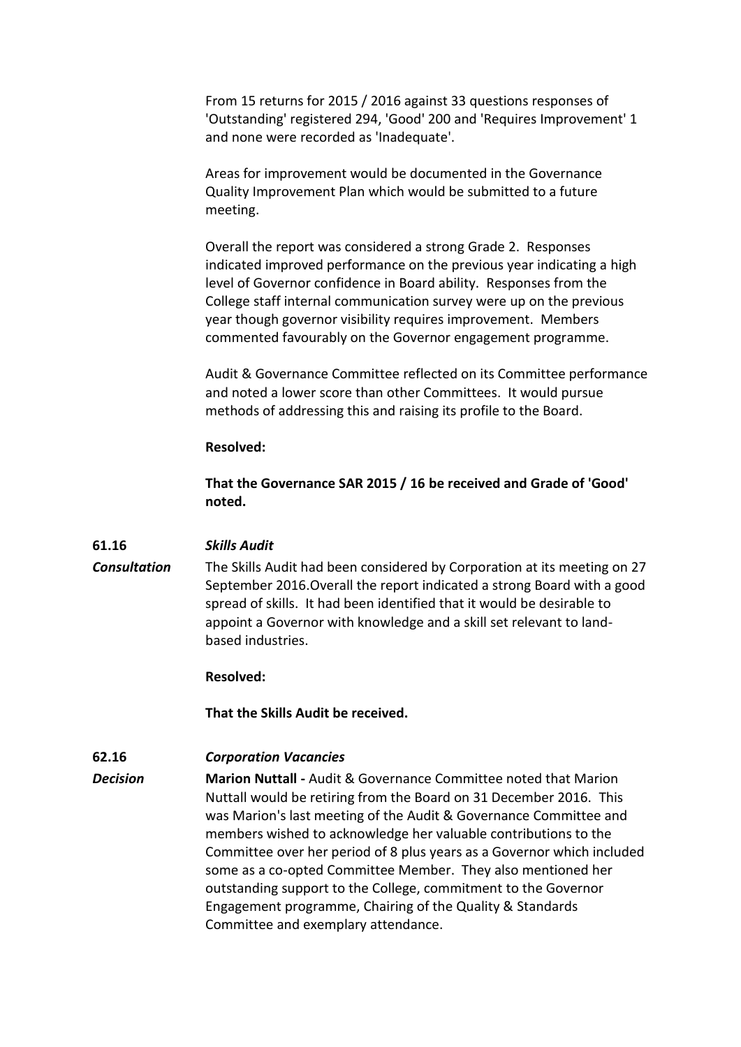From 15 returns for 2015 / 2016 against 33 questions responses of 'Outstanding' registered 294, 'Good' 200 and 'Requires Improvement' 1 and none were recorded as 'Inadequate'.

Areas for improvement would be documented in the Governance Quality Improvement Plan which would be submitted to a future meeting.

Overall the report was considered a strong Grade 2. Responses indicated improved performance on the previous year indicating a high level of Governor confidence in Board ability. Responses from the College staff internal communication survey were up on the previous year though governor visibility requires improvement. Members commented favourably on the Governor engagement programme.

Audit & Governance Committee reflected on its Committee performance and noted a lower score than other Committees. It would pursue methods of addressing this and raising its profile to the Board.

**Resolved:**

**That the Governance SAR 2015 / 16 be received and Grade of 'Good' noted.**

**61.16** ***Skills Audit***

***Consultation***

The Skills Audit had been considered by Corporation at its meeting on 27 September 2016.Overall the report indicated a strong Board with a good spread of skills. It had been identified that it would be desirable to appoint a Governor with knowledge and a skill set relevant to land-based industries.

**Resolved:**

**That the Skills Audit be received.**

**62.16** ***Corporation Vacancies***

***Decision***

**Marion Nuttall -** Audit & Governance Committee noted that Marion Nuttall would be retiring from the Board on 31 December 2016. This was Marion's last meeting of the Audit & Governance Committee and members wished to acknowledge her valuable contributions to the Committee over her period of 8 plus years as a Governor which included some as a co-opted Committee Member. They also mentioned her outstanding support to the College, commitment to the Governor Engagement programme, Chairing of the Quality & Standards Committee and exemplary attendance.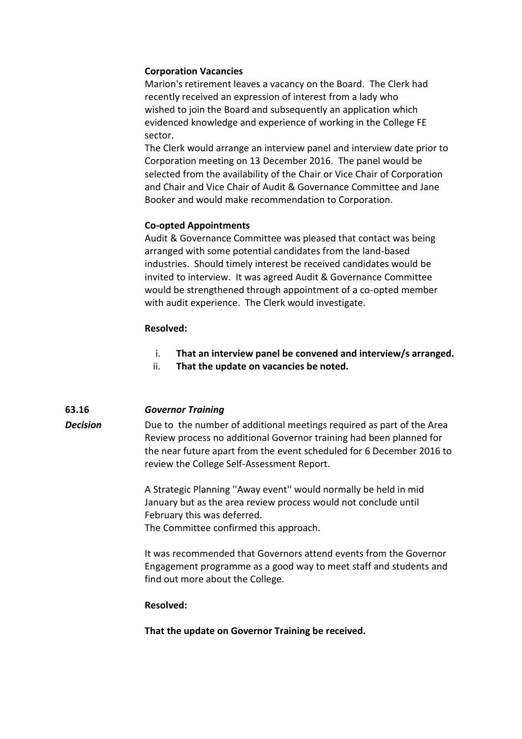**Corporation Vacancies**

Marion's retirement leaves a vacancy on the Board. The Clerk had recently received an expression of interest from a lady who wished to join the Board and subsequently an application which evidenced knowledge and experience of working in the College FE sector.

The Clerk would arrange an interview panel and interview date prior to Corporation meeting on 13 December 2016. The panel would be selected from the availability of the Chair or Vice Chair of Corporation and Chair and Vice Chair of Audit & Governance Committee and Jane Booker and would make recommendation to Corporation.

**Co-opted Appointments**

Audit & Governance Committee was pleased that contact was being arranged with some potential candidates from the land-based industries. Should timely interest be received candidates would be invited to interview. It was agreed Audit & Governance Committee would be strengthened through appointment of a co-opted member with audit experience. The Clerk would investigate.

**Resolved:**

i. **That an interview panel be convened and interview/s arranged.**
ii. **That the update on vacancies be noted.**

**63.16** ***Governor Training***

***Decision***

Due to the number of additional meetings required as part of the Area Review process no additional Governor training had been planned for the near future apart from the event scheduled for 6 December 2016 to review the College Self-Assessment Report.

A Strategic Planning ''Away event'' would normally be held in mid January but as the area review process would not conclude until February this was deferred.
The Committee confirmed this approach.

It was recommended that Governors attend events from the Governor Engagement programme as a good way to meet staff and students and find out more about the College.

**Resolved:**

**That the update on Governor Training be received.**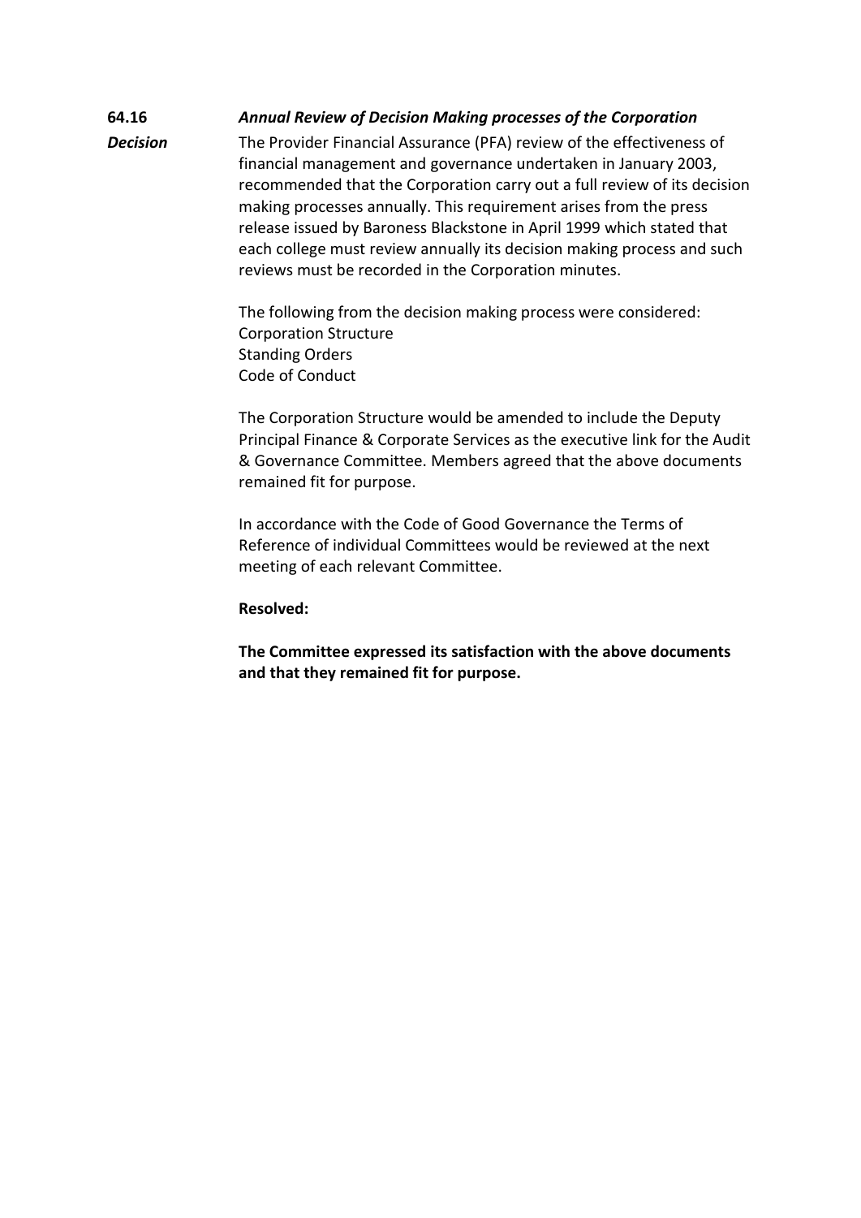**64.16** ***Annual Review of Decision Making processes of the Corporation***

***Decision***

The Provider Financial Assurance (PFA) review of the effectiveness of financial management and governance undertaken in January 2003, recommended that the Corporation carry out a full review of its decision making processes annually. This requirement arises from the press release issued by Baroness Blackstone in April 1999 which stated that each college must review annually its decision making process and such reviews must be recorded in the Corporation minutes.

The following from the decision making process were considered:
Corporation Structure
Standing Orders
Code of Conduct

The Corporation Structure would be amended to include the Deputy Principal Finance & Corporate Services as the executive link for the Audit & Governance Committee. Members agreed that the above documents remained fit for purpose.

In accordance with the Code of Good Governance the Terms of Reference of individual Committees would be reviewed at the next meeting of each relevant Committee.

**Resolved:**

**The Committee expressed its satisfaction with the above documents and that they remained fit for purpose.**